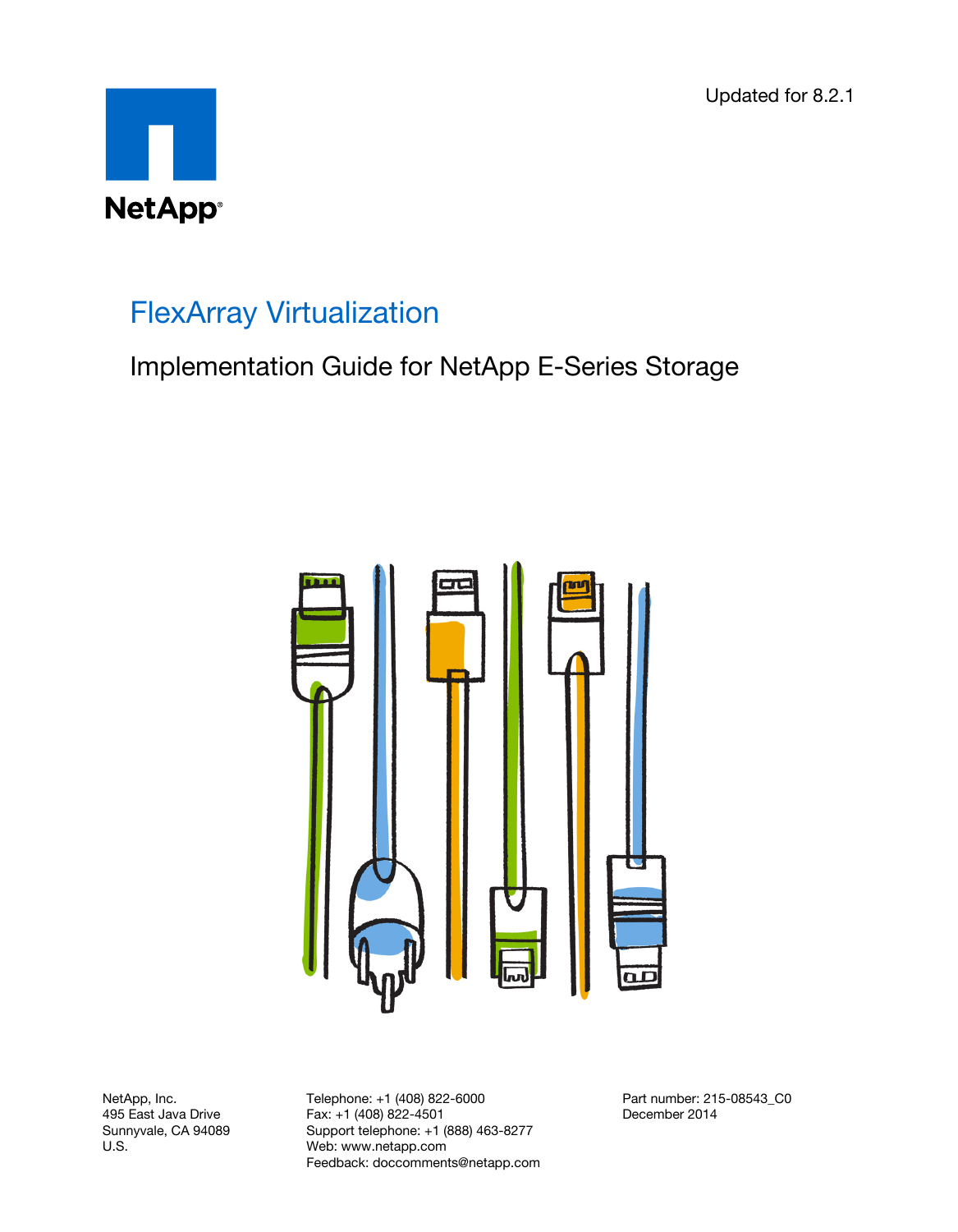Updated for 8.2.1

NetApp®

# FlexArray Virtualization

## Implementation Guide for NetApp E-Series Storage

NetApp, Inc.
495 East Java Drive
Sunnyvale, CA 94089
U.S.

Telephone: +1 (408) 822-6000
Fax: +1 (408) 822-4501
Support telephone: +1 (888) 463-8277
Web: www.netapp.com
Feedback: doccomments@netapp.com

Part number: 215-08543_C0
December 2014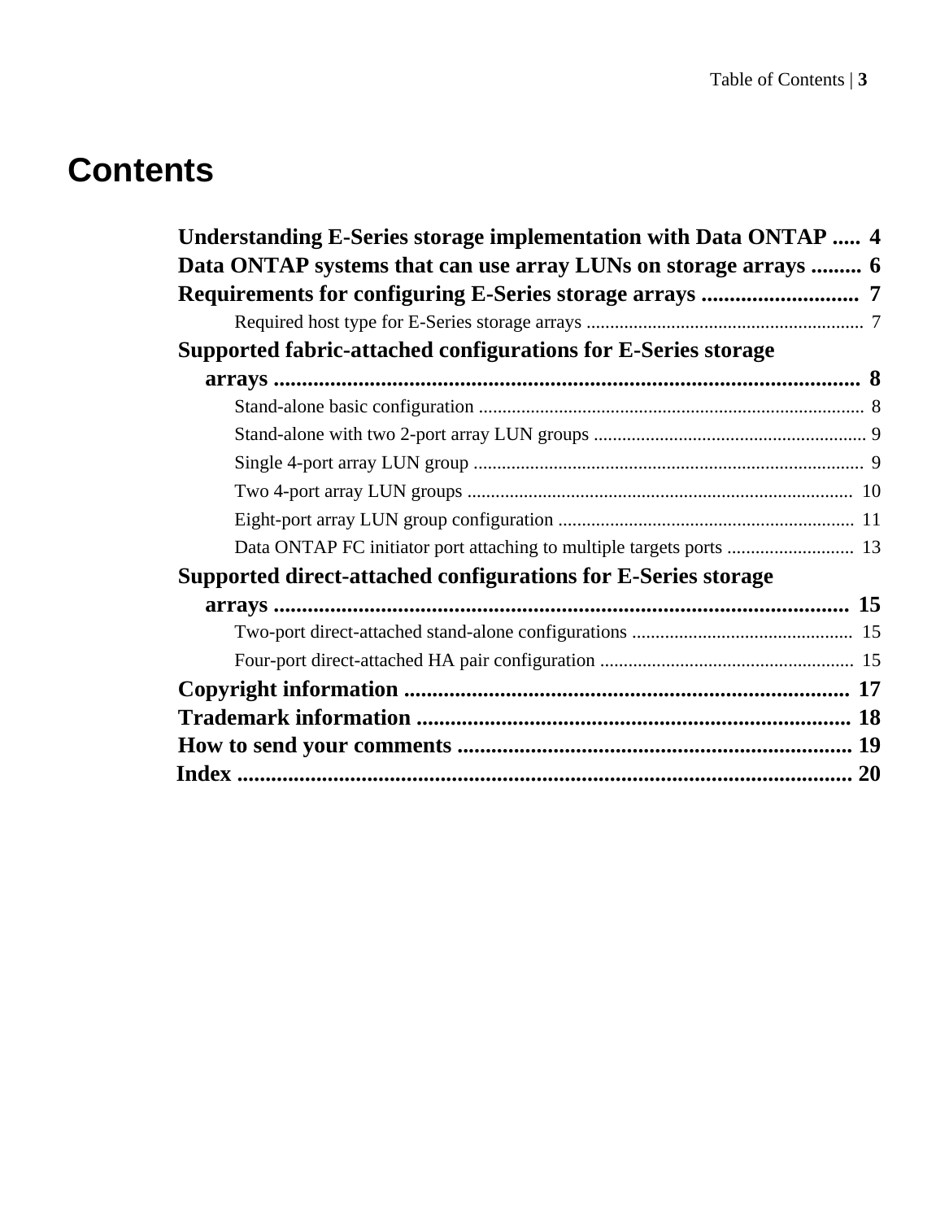# Contents

**Understanding E-Series storage implementation with Data ONTAP ..... 4**

**Data ONTAP systems that can use array LUNs on storage arrays ......... 6**

**Requirements for configuring E-Series storage arrays ............................ 7**

- Required host type for E-Series storage arrays ............................................................ 7

**Supported fabric-attached configurations for E-Series storage arrays ........................................................................................................ 8**

- Stand-alone basic configuration .................................................................................. 8
- Stand-alone with two 2-port array LUN groups .......................................................... 9
- Single 4-port array LUN group ................................................................................... 9
- Two 4-port array LUN groups .................................................................................. 10
- Eight-port array LUN group configuration ............................................................... 11
- Data ONTAP FC initiator port attaching to multiple targets ports ........................... 13

**Supported direct-attached configurations for E-Series storage arrays ...................................................................................................... 15**

- Two-port direct-attached stand-alone configurations ............................................... 15
- Four-port direct-attached HA pair configuration ...................................................... 15

**Copyright information ............................................................................... 17**

**Trademark information ............................................................................. 18**

**How to send your comments ...................................................................... 19**

**Index ............................................................................................................. 20**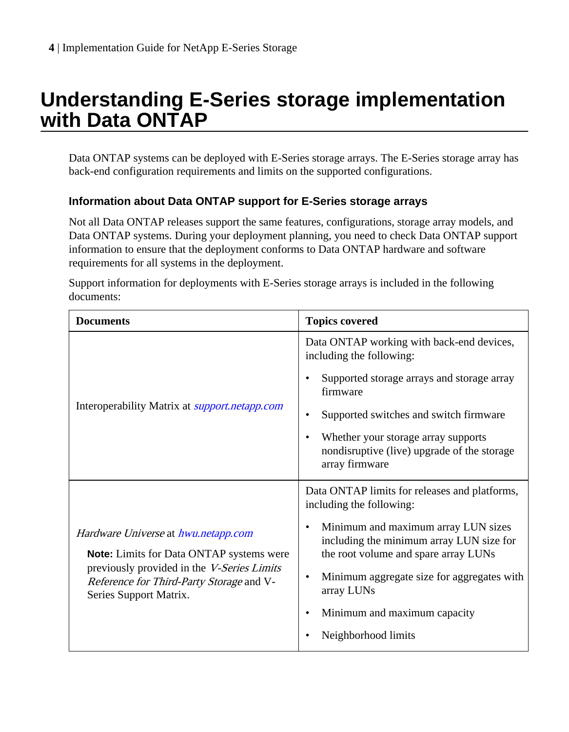# Understanding E-Series storage implementation with Data ONTAP

Data ONTAP systems can be deployed with E-Series storage arrays. The E-Series storage array has back-end configuration requirements and limits on the supported configurations.

## Information about Data ONTAP support for E-Series storage arrays

Not all Data ONTAP releases support the same features, configurations, storage array models, and Data ONTAP systems. During your deployment planning, you need to check Data ONTAP support information to ensure that the deployment conforms to Data ONTAP hardware and software requirements for all systems in the deployment.

Support information for deployments with E-Series storage arrays is included in the following documents:

| Documents | Topics covered |
| --- | --- |
| Interoperability Matrix at *support.netapp.com* | Data ONTAP working with back-end devices, including the following:<br>• Supported storage arrays and storage array firmware<br>• Supported switches and switch firmware<br>• Whether your storage array supports nondisruptive (live) upgrade of the storage array firmware |
| *Hardware Universe* at *hwu.netapp.com*<br>**Note:** Limits for Data ONTAP systems were previously provided in the *V-Series Limits Reference for Third-Party Storage* and V-Series Support Matrix. | Data ONTAP limits for releases and platforms, including the following:<br>• Minimum and maximum array LUN sizes including the minimum array LUN size for the root volume and spare array LUNs<br>• Minimum aggregate size for aggregates with array LUNs<br>• Minimum and maximum capacity<br>• Neighborhood limits |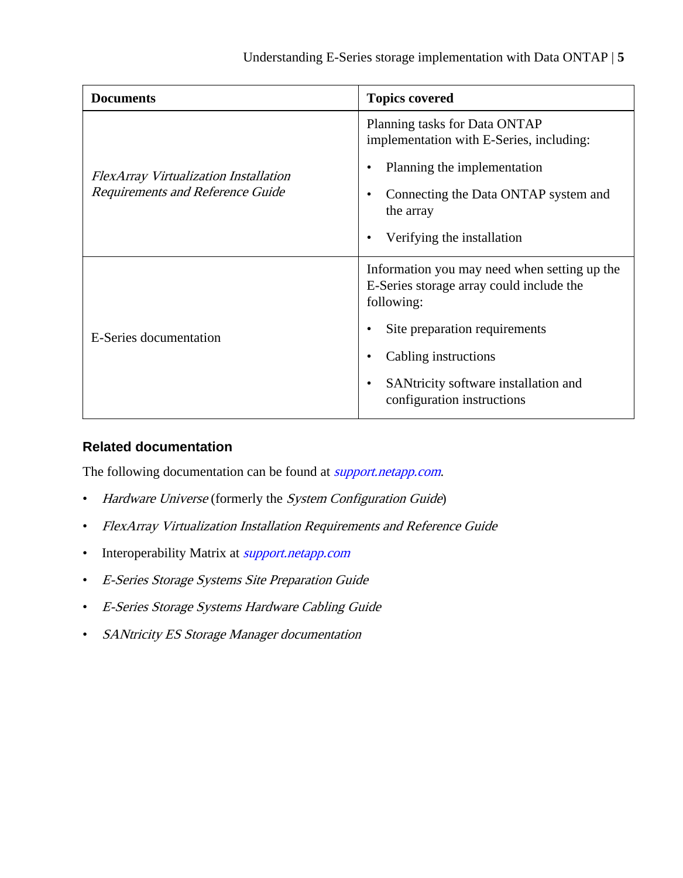| Documents | Topics covered |
|---|---|
| *FlexArray Virtualization Installation Requirements and Reference Guide* | Planning tasks for Data ONTAP implementation with E-Series, including:<br>• Planning the implementation<br>• Connecting the Data ONTAP system and the array<br>• Verifying the installation |
| E-Series documentation | Information you may need when setting up the E-Series storage array could include the following:<br>• Site preparation requirements<br>• Cabling instructions<br>• SANtricity software installation and configuration instructions |

## Related documentation

The following documentation can be found at *support.netapp.com*.

- *Hardware Universe* (formerly the *System Configuration Guide*)
- *FlexArray Virtualization Installation Requirements and Reference Guide*
- Interoperability Matrix at *support.netapp.com*
- *E-Series Storage Systems Site Preparation Guide*
- *E-Series Storage Systems Hardware Cabling Guide*
- *SANtricity ES Storage Manager documentation*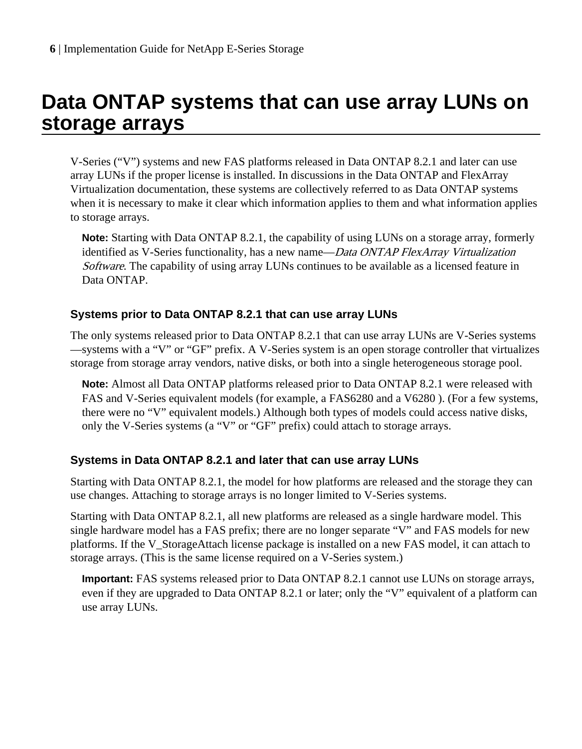# Data ONTAP systems that can use array LUNs on storage arrays

V-Series (“V”) systems and new FAS platforms released in Data ONTAP 8.2.1 and later can use array LUNs if the proper license is installed. In discussions in the Data ONTAP and FlexArray Virtualization documentation, these systems are collectively referred to as Data ONTAP systems when it is necessary to make it clear which information applies to them and what information applies to storage arrays.

**Note:** Starting with Data ONTAP 8.2.1, the capability of using LUNs on a storage array, formerly identified as V-Series functionality, has a new name—*Data ONTAP FlexArray Virtualization Software*. The capability of using array LUNs continues to be available as a licensed feature in Data ONTAP.

### Systems prior to Data ONTAP 8.2.1 that can use array LUNs

The only systems released prior to Data ONTAP 8.2.1 that can use array LUNs are V-Series systems —systems with a “V” or “GF” prefix. A V-Series system is an open storage controller that virtualizes storage from storage array vendors, native disks, or both into a single heterogeneous storage pool.

**Note:** Almost all Data ONTAP platforms released prior to Data ONTAP 8.2.1 were released with FAS and V-Series equivalent models (for example, a FAS6280 and a V6280 ). (For a few systems, there were no “V” equivalent models.) Although both types of models could access native disks, only the V-Series systems (a “V” or “GF” prefix) could attach to storage arrays.

### Systems in Data ONTAP 8.2.1 and later that can use array LUNs

Starting with Data ONTAP 8.2.1, the model for how platforms are released and the storage they can use changes. Attaching to storage arrays is no longer limited to V-Series systems.

Starting with Data ONTAP 8.2.1, all new platforms are released as a single hardware model. This single hardware model has a FAS prefix; there are no longer separate “V” and FAS models for new platforms. If the V_StorageAttach license package is installed on a new FAS model, it can attach to storage arrays. (This is the same license required on a V-Series system.)

**Important:** FAS systems released prior to Data ONTAP 8.2.1 cannot use LUNs on storage arrays, even if they are upgraded to Data ONTAP 8.2.1 or later; only the “V” equivalent of a platform can use array LUNs.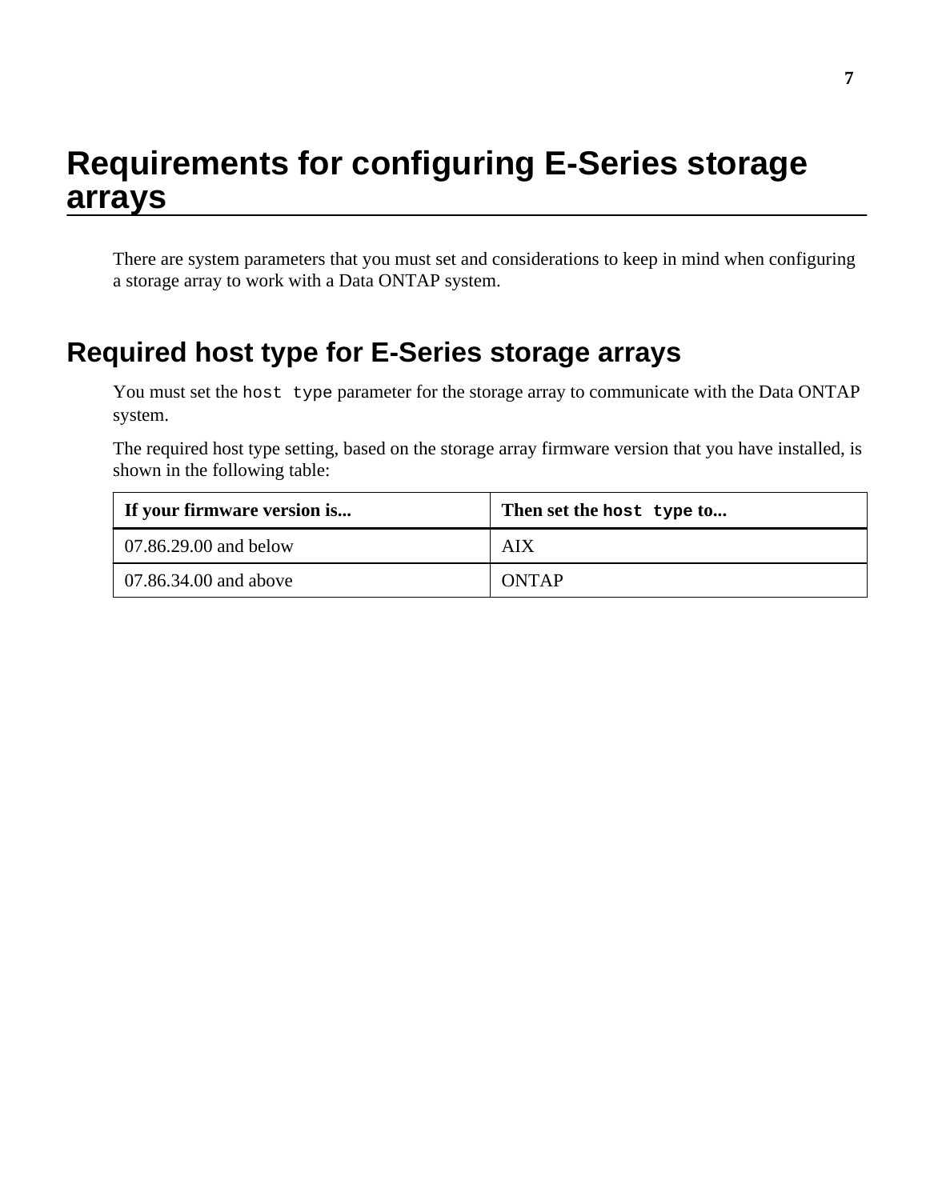# Requirements for configuring E-Series storage arrays

There are system parameters that you must set and considerations to keep in mind when configuring a storage array to work with a Data ONTAP system.

## Required host type for E-Series storage arrays

You must set the `host type` parameter for the storage array to communicate with the Data ONTAP system.

The required host type setting, based on the storage array firmware version that you have installed, is shown in the following table:

| If your firmware version is... | Then set the `host type` to... |
| --- | --- |
| 07.86.29.00 and below | AIX |
| 07.86.34.00 and above | ONTAP |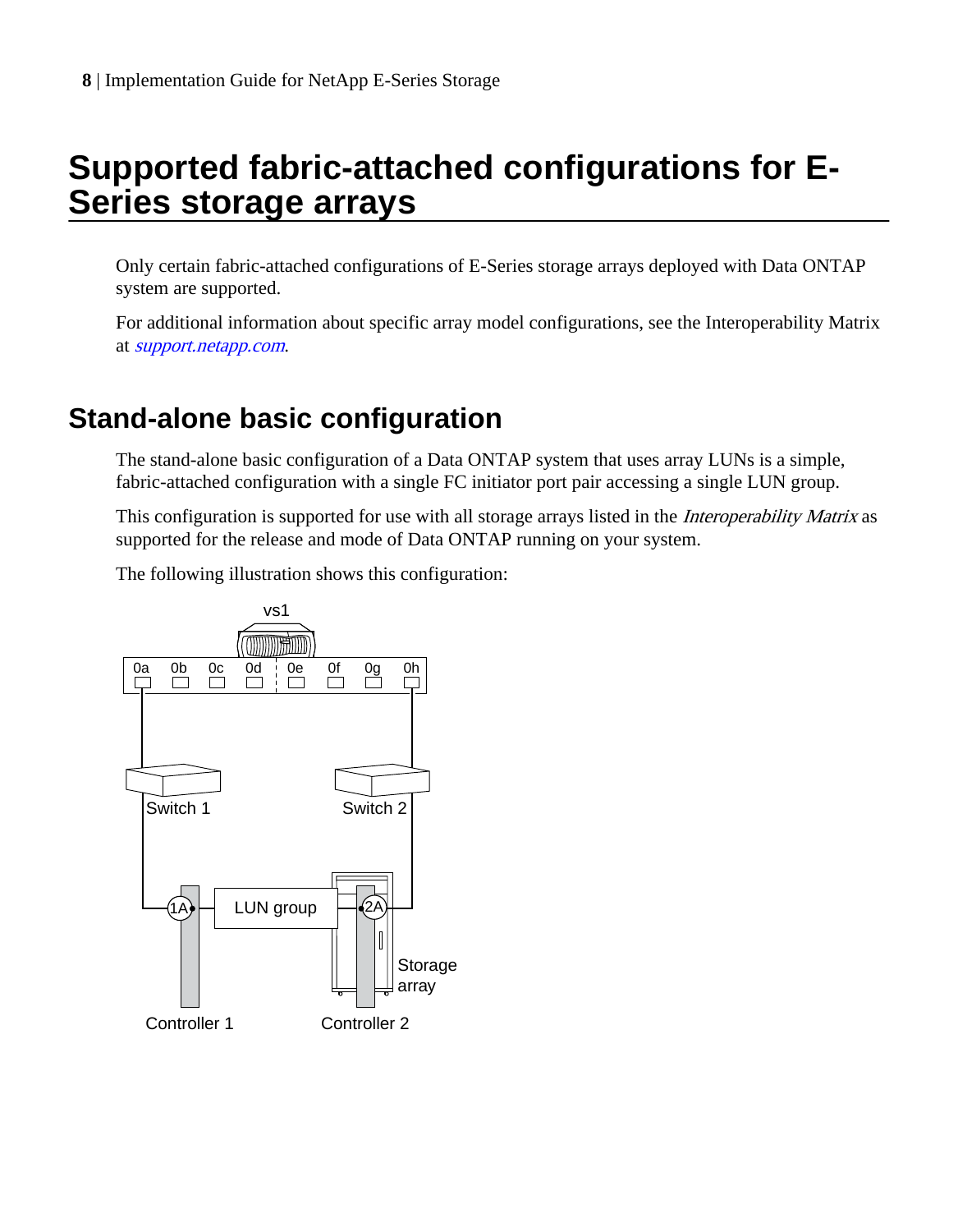# Supported fabric-attached configurations for E-Series storage arrays

Only certain fabric-attached configurations of E-Series storage arrays deployed with Data ONTAP system are supported.

For additional information about specific array model configurations, see the Interoperability Matrix at *support.netapp.com*.

## Stand-alone basic configuration

The stand-alone basic configuration of a Data ONTAP system that uses array LUNs is a simple, fabric-attached configuration with a single FC initiator port pair accessing a single LUN group.

This configuration is supported for use with all storage arrays listed in the *Interoperability Matrix* as supported for the release and mode of Data ONTAP running on your system.

The following illustration shows this configuration:

vs1

0a 0b 0c 0d 0e 0f 0g 0h

Switch 1

Switch 2

1A

LUN group

2A

Storage array

Controller 1

Controller 2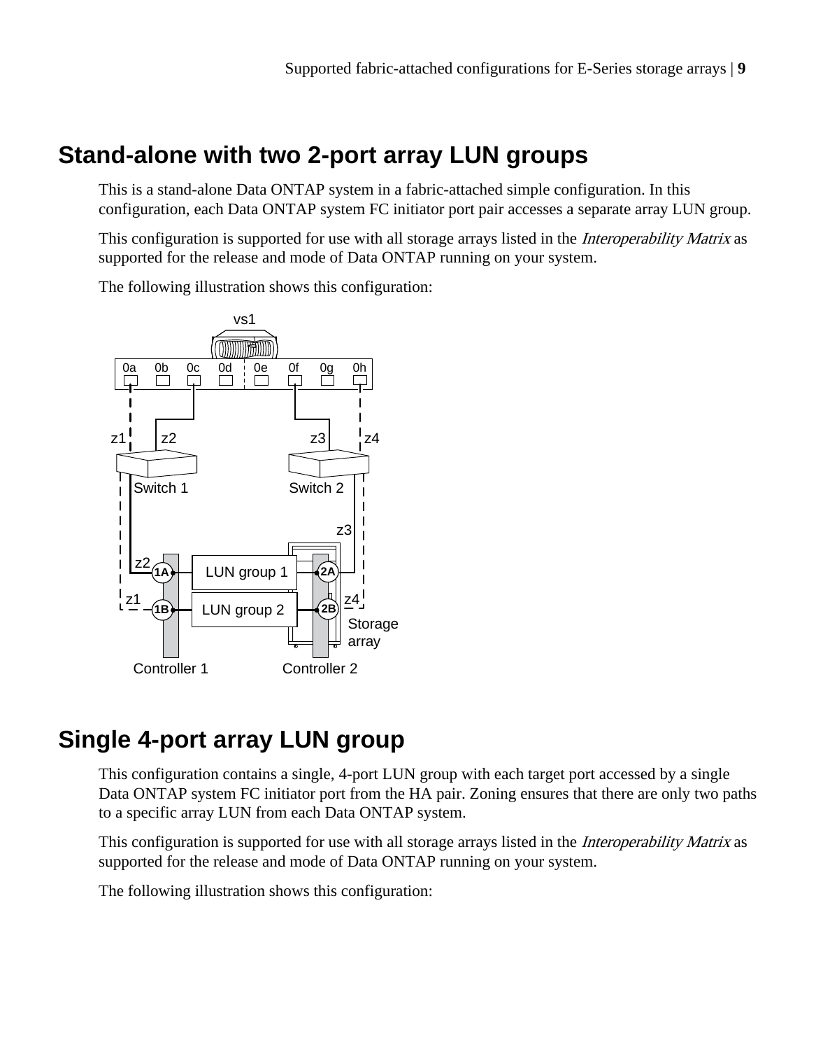## Stand-alone with two 2-port array LUN groups

This is a stand-alone Data ONTAP system in a fabric-attached simple configuration. In this configuration, each Data ONTAP system FC initiator port pair accesses a separate array LUN group.

This configuration is supported for use with all storage arrays listed in the *Interoperability Matrix* as supported for the release and mode of Data ONTAP running on your system.

The following illustration shows this configuration:

## Single 4-port array LUN group

This configuration contains a single, 4-port LUN group with each target port accessed by a single Data ONTAP system FC initiator port from the HA pair. Zoning ensures that there are only two paths to a specific array LUN from each Data ONTAP system.

This configuration is supported for use with all storage arrays listed in the *Interoperability Matrix* as supported for the release and mode of Data ONTAP running on your system.

The following illustration shows this configuration: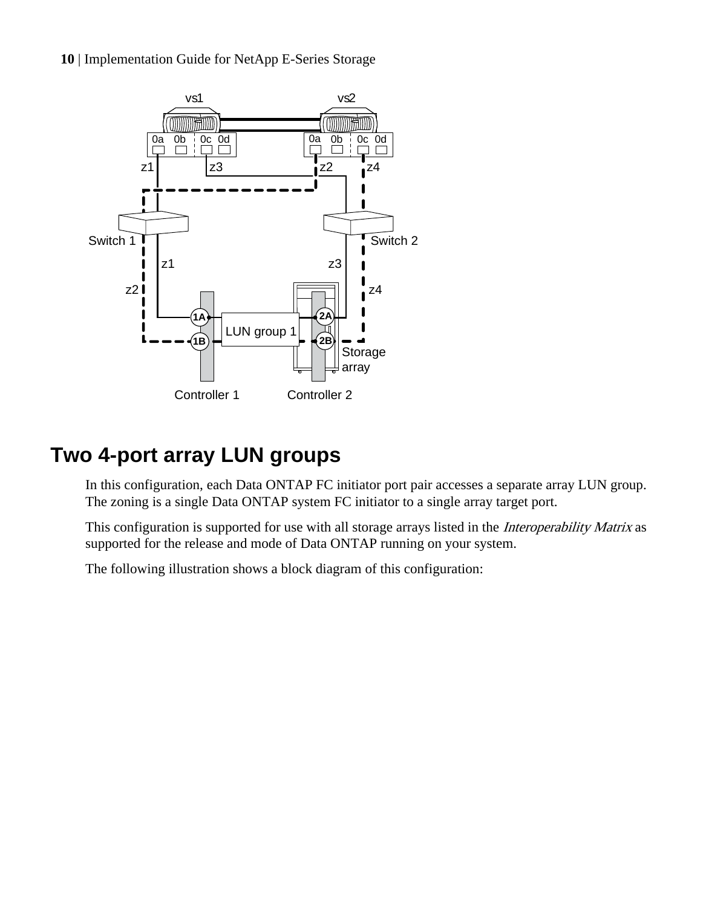## Two 4-port array LUN groups

In this configuration, each Data ONTAP FC initiator port pair accesses a separate array LUN group. The zoning is a single Data ONTAP system FC initiator to a single array target port.

This configuration is supported for use with all storage arrays listed in the *Interoperability Matrix* as supported for the release and mode of Data ONTAP running on your system.

The following illustration shows a block diagram of this configuration: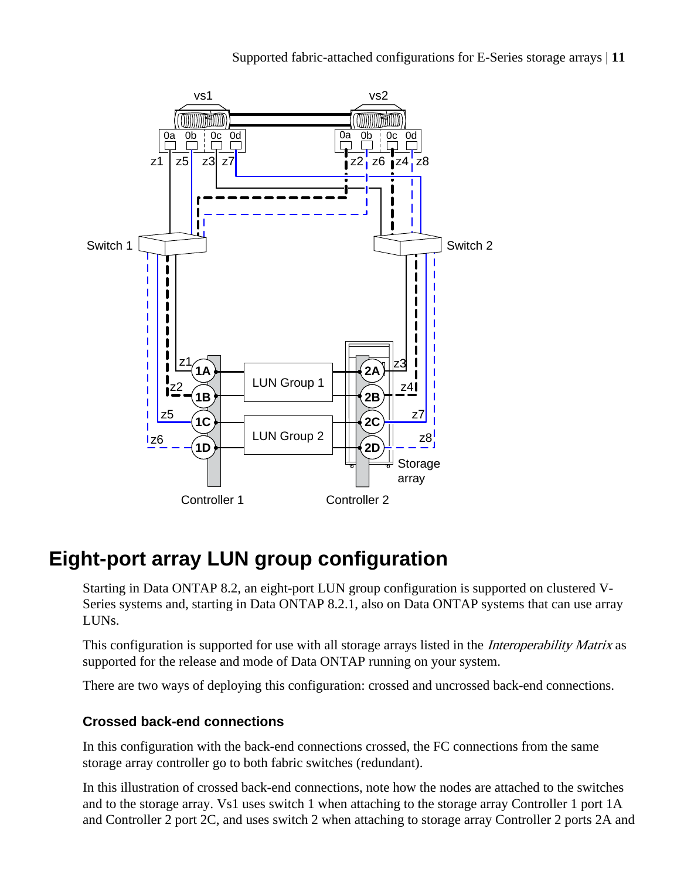# Eight-port array LUN group configuration

Starting in Data ONTAP 8.2, an eight-port LUN group configuration is supported on clustered V-Series systems and, starting in Data ONTAP 8.2.1, also on Data ONTAP systems that can use array LUNs.

This configuration is supported for use with all storage arrays listed in the *Interoperability Matrix* as supported for the release and mode of Data ONTAP running on your system.

There are two ways of deploying this configuration: crossed and uncrossed back-end connections.

### Crossed back-end connections

In this configuration with the back-end connections crossed, the FC connections from the same storage array controller go to both fabric switches (redundant).

In this illustration of crossed back-end connections, note how the nodes are attached to the switches and to the storage array. Vs1 uses switch 1 when attaching to the storage array Controller 1 port 1A and Controller 2 port 2C, and uses switch 2 when attaching to storage array Controller 2 ports 2A and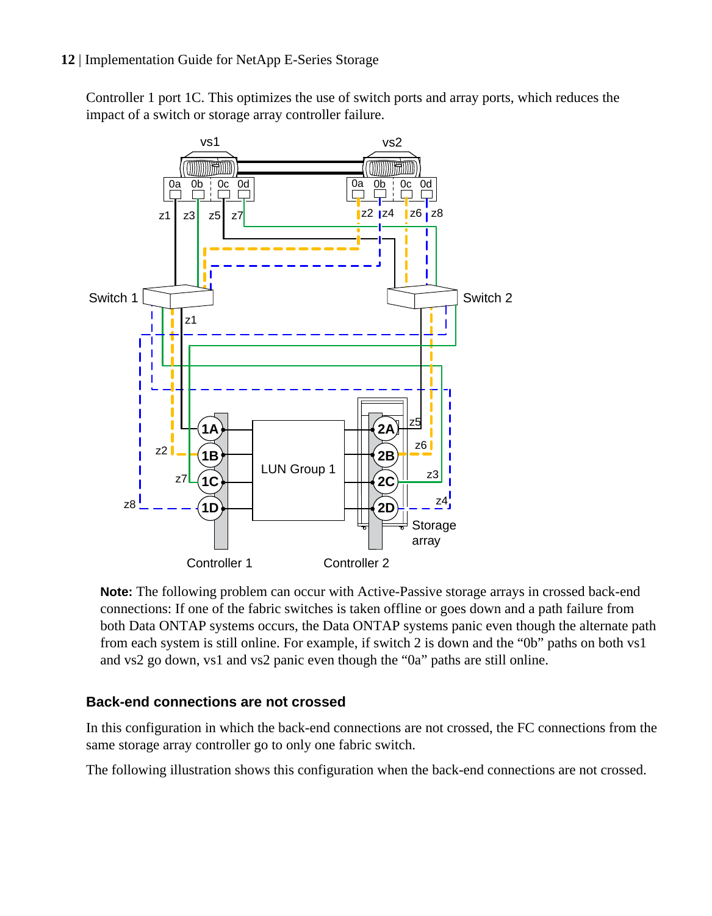Controller 1 port 1C. This optimizes the use of switch ports and array ports, which reduces the impact of a switch or storage array controller failure.

**Note:** The following problem can occur with Active-Passive storage arrays in crossed back-end connections: If one of the fabric switches is taken offline or goes down and a path failure from both Data ONTAP systems occurs, the Data ONTAP systems panic even though the alternate path from each system is still online. For example, if switch 2 is down and the “0b” paths on both vs1 and vs2 go down, vs1 and vs2 panic even though the “0a” paths are still online.

### Back-end connections are not crossed

In this configuration in which the back-end connections are not crossed, the FC connections from the same storage array controller go to only one fabric switch.

The following illustration shows this configuration when the back-end connections are not crossed.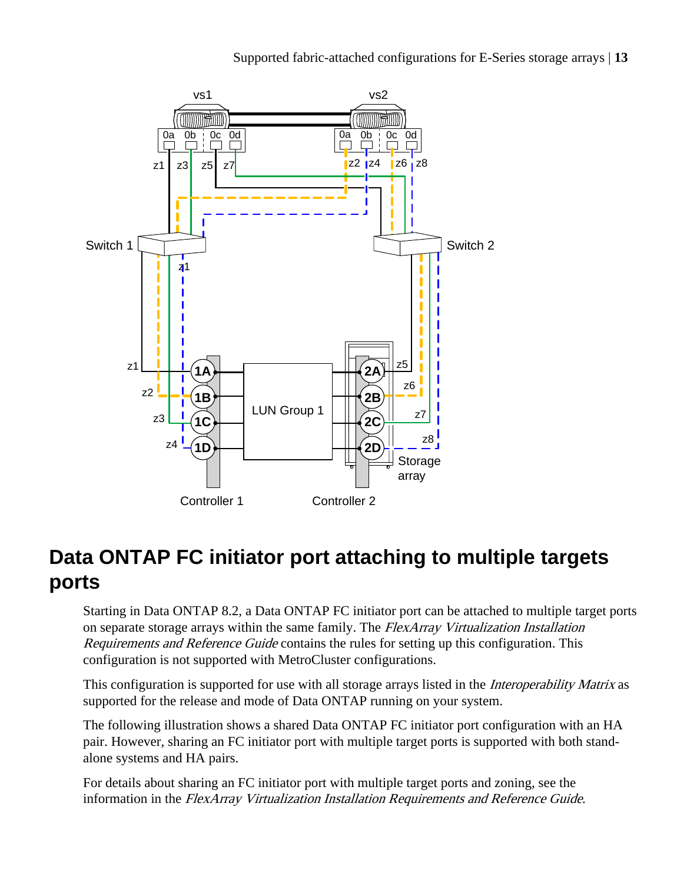## Data ONTAP FC initiator port attaching to multiple targets ports

Starting in Data ONTAP 8.2, a Data ONTAP FC initiator port can be attached to multiple target ports on separate storage arrays within the same family. The *FlexArray Virtualization Installation Requirements and Reference Guide* contains the rules for setting up this configuration. This configuration is not supported with MetroCluster configurations.

This configuration is supported for use with all storage arrays listed in the *Interoperability Matrix* as supported for the release and mode of Data ONTAP running on your system.

The following illustration shows a shared Data ONTAP FC initiator port configuration with an HA pair. However, sharing an FC initiator port with multiple target ports is supported with both stand-alone systems and HA pairs.

For details about sharing an FC initiator port with multiple target ports and zoning, see the information in the *FlexArray Virtualization Installation Requirements and Reference Guide*.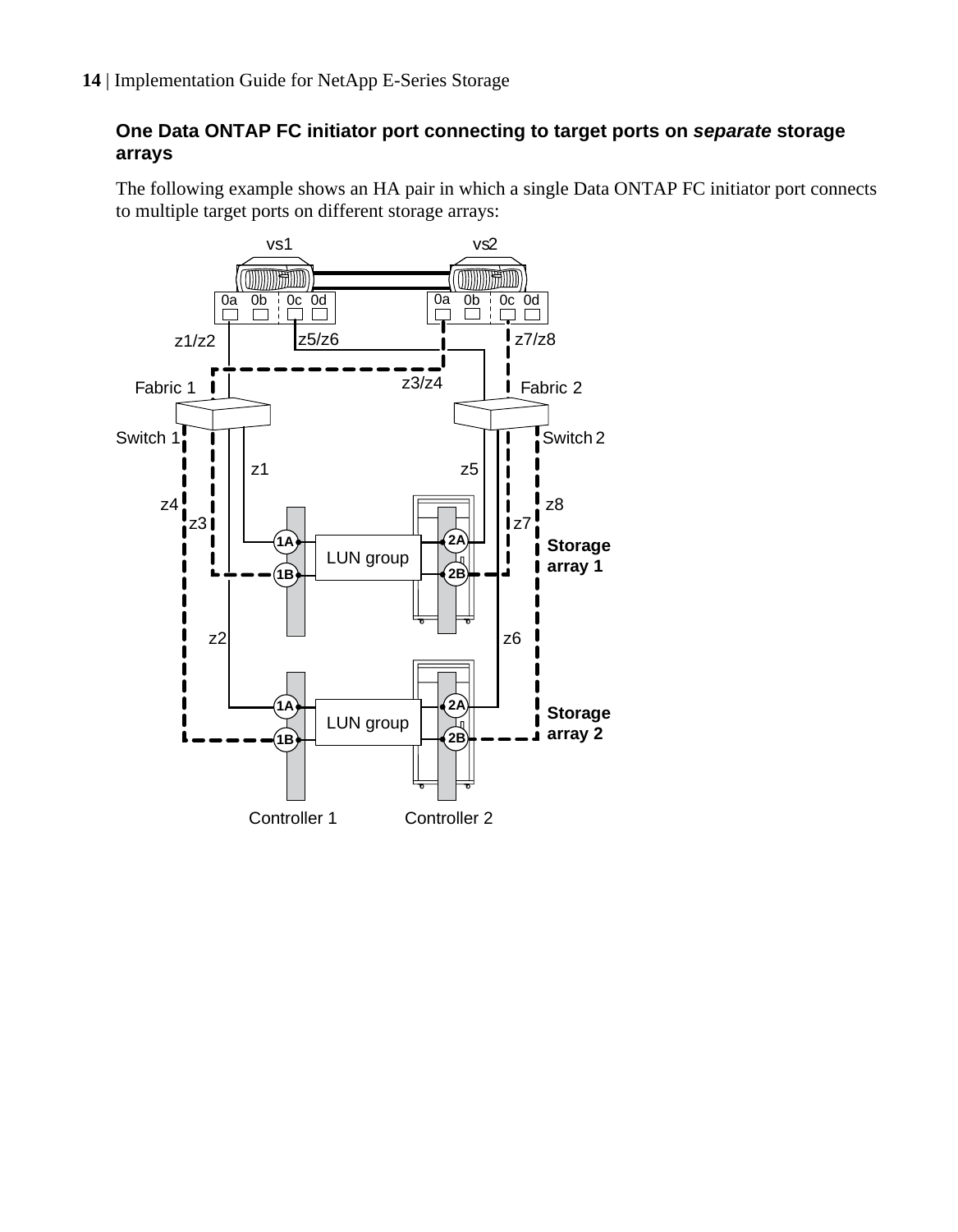### One Data ONTAP FC initiator port connecting to target ports on *separate* storage arrays

The following example shows an HA pair in which a single Data ONTAP FC initiator port connects to multiple target ports on different storage arrays: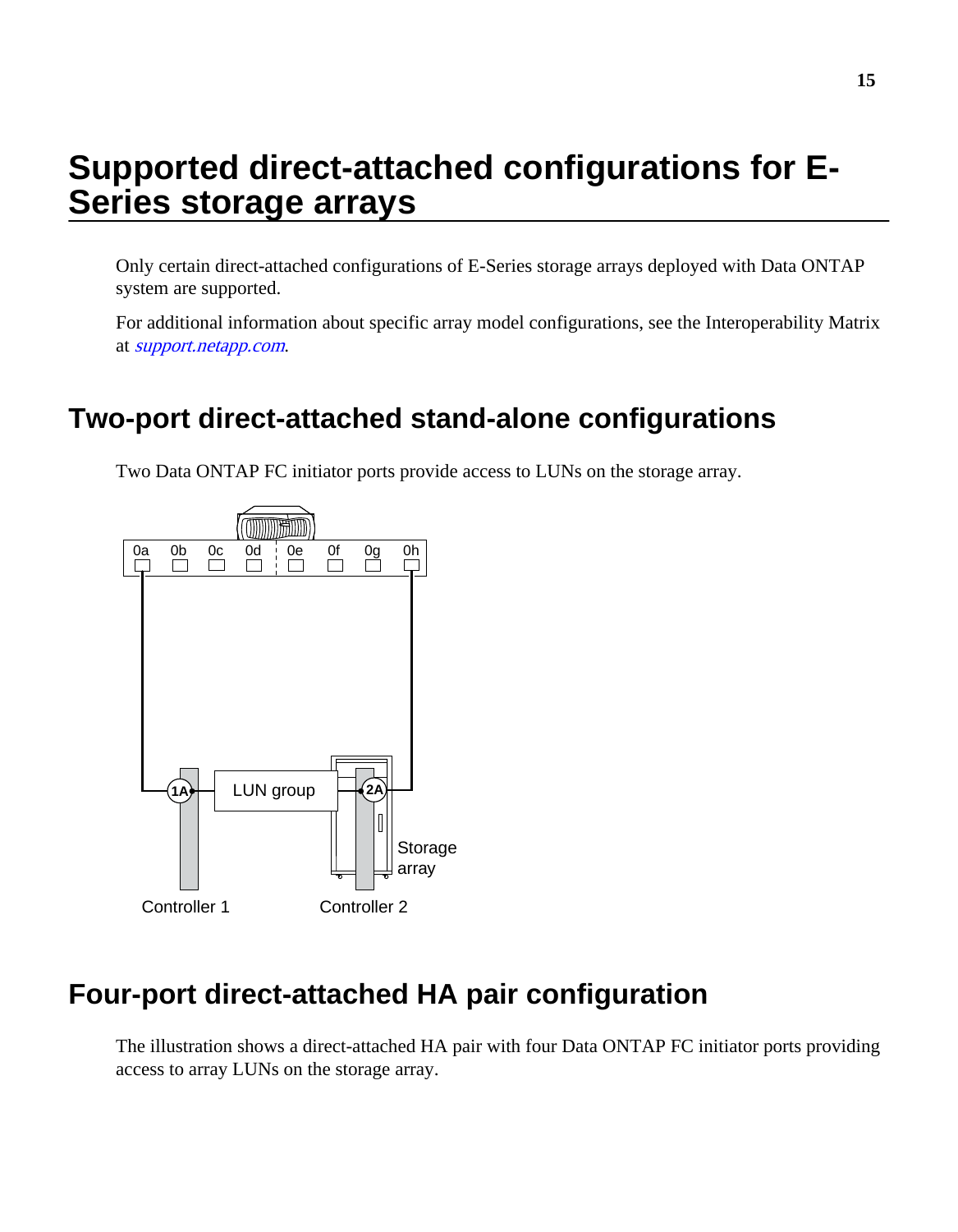# Supported direct-attached configurations for E-Series storage arrays

Only certain direct-attached configurations of E-Series storage arrays deployed with Data ONTAP system are supported.

For additional information about specific array model configurations, see the Interoperability Matrix at *support.netapp.com*.

## Two-port direct-attached stand-alone configurations

Two Data ONTAP FC initiator ports provide access to LUNs on the storage array.

## Four-port direct-attached HA pair configuration

The illustration shows a direct-attached HA pair with four Data ONTAP FC initiator ports providing access to array LUNs on the storage array.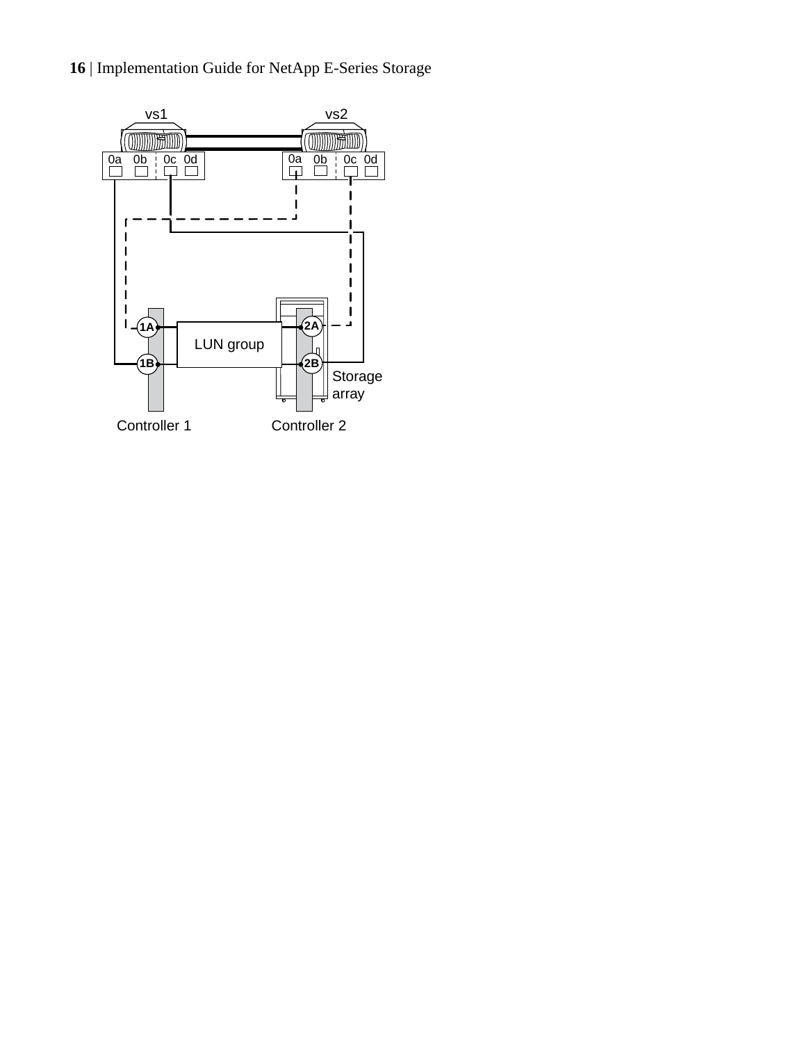vs1 vs2

0a 0b 0c 0d 0a 0b 0c 0d

1A 2A

LUN group

1B 2B

Storage array

Controller 1 Controller 2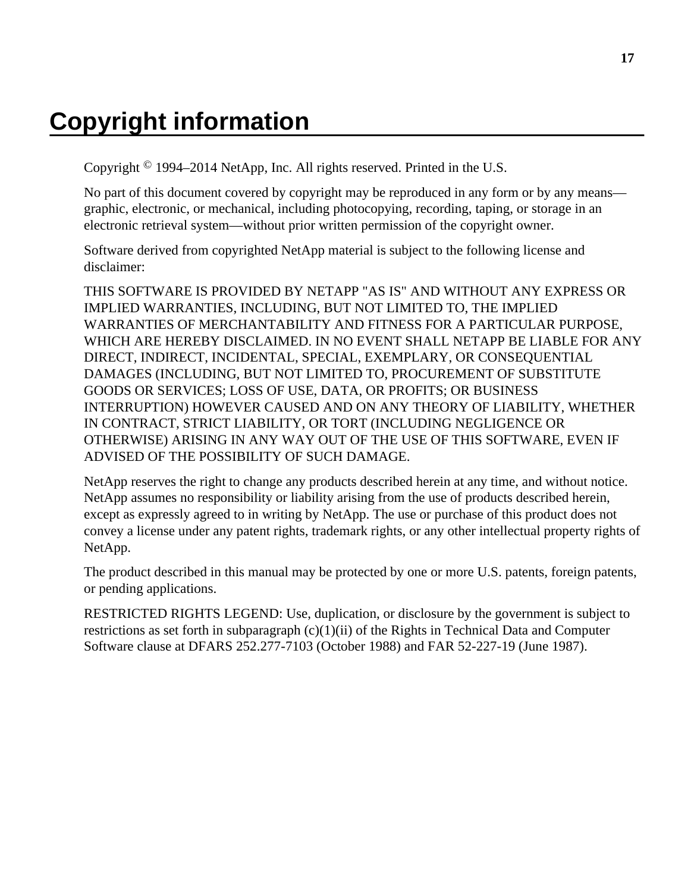# Copyright information

Copyright © 1994–2014 NetApp, Inc. All rights reserved. Printed in the U.S.

No part of this document covered by copyright may be reproduced in any form or by any means—graphic, electronic, or mechanical, including photocopying, recording, taping, or storage in an electronic retrieval system—without prior written permission of the copyright owner.

Software derived from copyrighted NetApp material is subject to the following license and disclaimer:

THIS SOFTWARE IS PROVIDED BY NETAPP "AS IS" AND WITHOUT ANY EXPRESS OR IMPLIED WARRANTIES, INCLUDING, BUT NOT LIMITED TO, THE IMPLIED WARRANTIES OF MERCHANTABILITY AND FITNESS FOR A PARTICULAR PURPOSE, WHICH ARE HEREBY DISCLAIMED. IN NO EVENT SHALL NETAPP BE LIABLE FOR ANY DIRECT, INDIRECT, INCIDENTAL, SPECIAL, EXEMPLARY, OR CONSEQUENTIAL DAMAGES (INCLUDING, BUT NOT LIMITED TO, PROCUREMENT OF SUBSTITUTE GOODS OR SERVICES; LOSS OF USE, DATA, OR PROFITS; OR BUSINESS INTERRUPTION) HOWEVER CAUSED AND ON ANY THEORY OF LIABILITY, WHETHER IN CONTRACT, STRICT LIABILITY, OR TORT (INCLUDING NEGLIGENCE OR OTHERWISE) ARISING IN ANY WAY OUT OF THE USE OF THIS SOFTWARE, EVEN IF ADVISED OF THE POSSIBILITY OF SUCH DAMAGE.

NetApp reserves the right to change any products described herein at any time, and without notice. NetApp assumes no responsibility or liability arising from the use of products described herein, except as expressly agreed to in writing by NetApp. The use or purchase of this product does not convey a license under any patent rights, trademark rights, or any other intellectual property rights of NetApp.

The product described in this manual may be protected by one or more U.S. patents, foreign patents, or pending applications.

RESTRICTED RIGHTS LEGEND: Use, duplication, or disclosure by the government is subject to restrictions as set forth in subparagraph (c)(1)(ii) of the Rights in Technical Data and Computer Software clause at DFARS 252.277-7103 (October 1988) and FAR 52-227-19 (June 1987).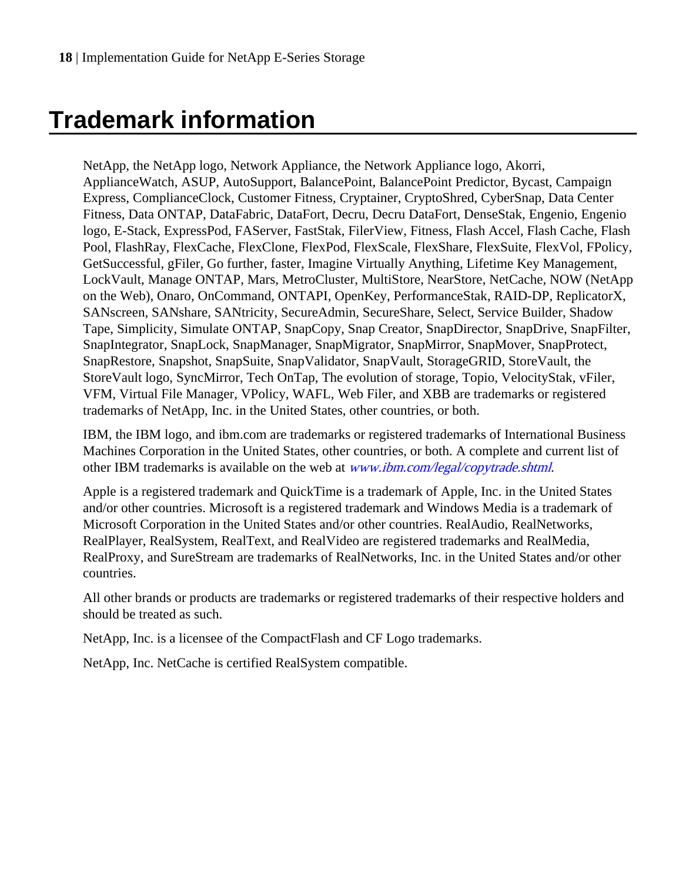# Trademark information

NetApp, the NetApp logo, Network Appliance, the Network Appliance logo, Akorri, ApplianceWatch, ASUP, AutoSupport, BalancePoint, BalancePoint Predictor, Bycast, Campaign Express, ComplianceClock, Customer Fitness, Cryptainer, CryptoShred, CyberSnap, Data Center Fitness, Data ONTAP, DataFabric, DataFort, Decru, Decru DataFort, DenseStak, Engenio, Engenio logo, E-Stack, ExpressPod, FAServer, FastStak, FilerView, Fitness, Flash Accel, Flash Cache, Flash Pool, FlashRay, FlexCache, FlexClone, FlexPod, FlexScale, FlexShare, FlexSuite, FlexVol, FPolicy, GetSuccessful, gFiler, Go further, faster, Imagine Virtually Anything, Lifetime Key Management, LockVault, Manage ONTAP, Mars, MetroCluster, MultiStore, NearStore, NetCache, NOW (NetApp on the Web), Onaro, OnCommand, ONTAPI, OpenKey, PerformanceStak, RAID-DP, ReplicatorX, SANscreen, SANshare, SANtricity, SecureAdmin, SecureShare, Select, Service Builder, Shadow Tape, Simplicity, Simulate ONTAP, SnapCopy, Snap Creator, SnapDirector, SnapDrive, SnapFilter, SnapIntegrator, SnapLock, SnapManager, SnapMigrator, SnapMirror, SnapMover, SnapProtect, SnapRestore, Snapshot, SnapSuite, SnapValidator, SnapVault, StorageGRID, StoreVault, the StoreVault logo, SyncMirror, Tech OnTap, The evolution of storage, Topio, VelocityStak, vFiler, VFM, Virtual File Manager, VPolicy, WAFL, Web Filer, and XBB are trademarks or registered trademarks of NetApp, Inc. in the United States, other countries, or both.

IBM, the IBM logo, and ibm.com are trademarks or registered trademarks of International Business Machines Corporation in the United States, other countries, or both. A complete and current list of other IBM trademarks is available on the web at *www.ibm.com/legal/copytrade.shtml*.

Apple is a registered trademark and QuickTime is a trademark of Apple, Inc. in the United States and/or other countries. Microsoft is a registered trademark and Windows Media is a trademark of Microsoft Corporation in the United States and/or other countries. RealAudio, RealNetworks, RealPlayer, RealSystem, RealText, and RealVideo are registered trademarks and RealMedia, RealProxy, and SureStream are trademarks of RealNetworks, Inc. in the United States and/or other countries.

All other brands or products are trademarks or registered trademarks of their respective holders and should be treated as such.

NetApp, Inc. is a licensee of the CompactFlash and CF Logo trademarks.

NetApp, Inc. NetCache is certified RealSystem compatible.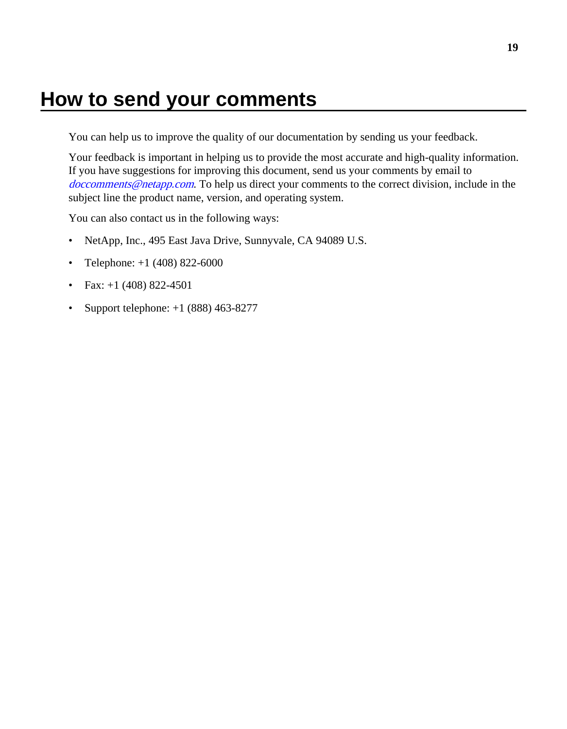# How to send your comments

You can help us to improve the quality of our documentation by sending us your feedback.

Your feedback is important in helping us to provide the most accurate and high-quality information. If you have suggestions for improving this document, send us your comments by email to *doccomments@netapp.com*. To help us direct your comments to the correct division, include in the subject line the product name, version, and operating system.

You can also contact us in the following ways:

- NetApp, Inc., 495 East Java Drive, Sunnyvale, CA 94089 U.S.
- Telephone: +1 (408) 822-6000
- Fax: +1 (408) 822-4501
- Support telephone: +1 (888) 463-8277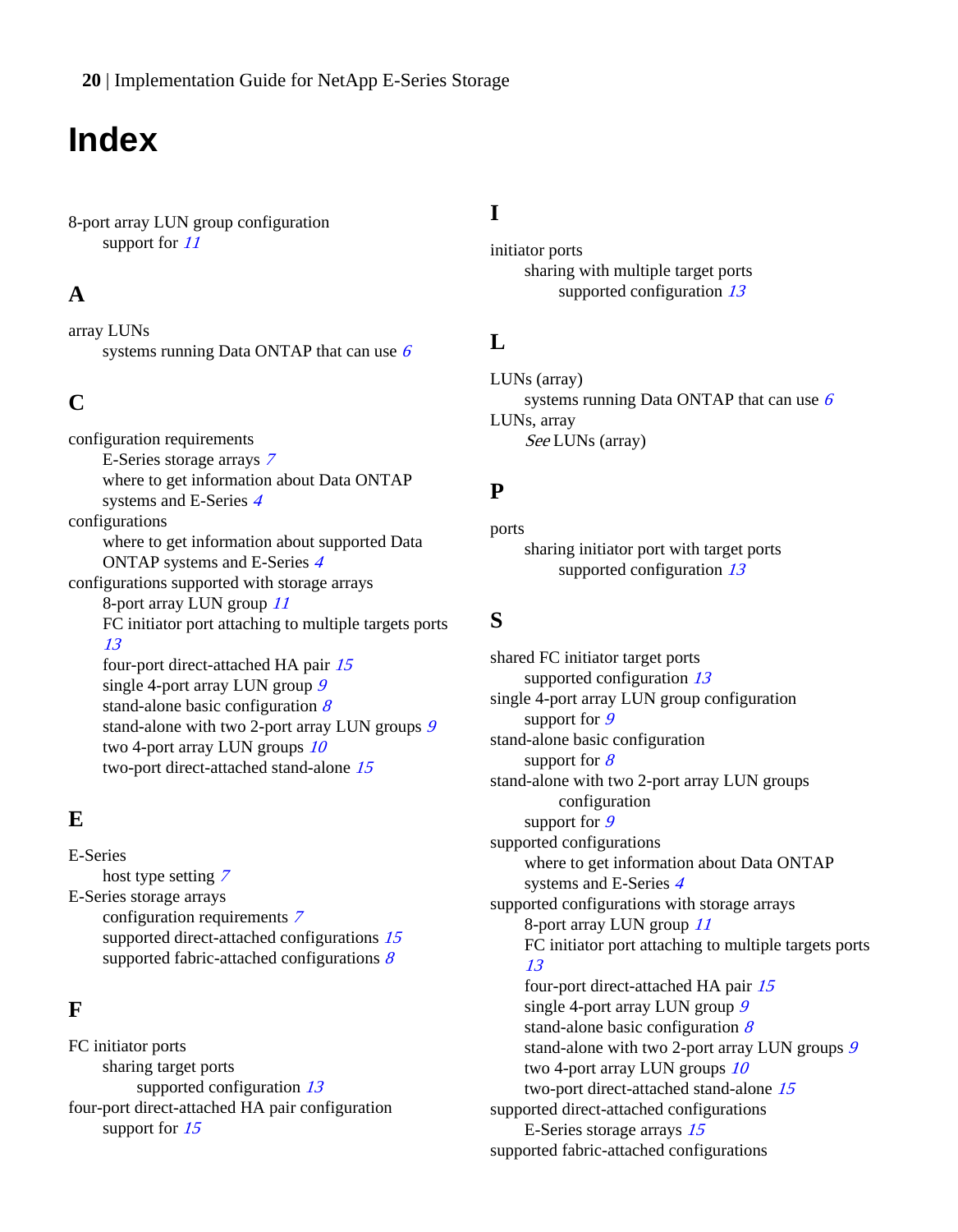# Index

8-port array LUN group configuration
  support for *11*

## A

array LUNs
  systems running Data ONTAP that can use *6*

## C

configuration requirements
  E-Series storage arrays *7*
  where to get information about Data ONTAP systems and E-Series *4*
configurations
  where to get information about supported Data ONTAP systems and E-Series *4*
configurations supported with storage arrays
  8-port array LUN group *11*
  FC initiator port attaching to multiple targets ports *13*
  four-port direct-attached HA pair *15*
  single 4-port array LUN group *9*
  stand-alone basic configuration *8*
  stand-alone with two 2-port array LUN groups *9*
  two 4-port array LUN groups *10*
  two-port direct-attached stand-alone *15*

## E

E-Series
  host type setting *7*
E-Series storage arrays
  configuration requirements *7*
  supported direct-attached configurations *15*
  supported fabric-attached configurations *8*

## F

FC initiator ports
  sharing target ports
    supported configuration *13*
four-port direct-attached HA pair configuration
  support for *15*

## I

initiator ports
  sharing with multiple target ports
    supported configuration *13*

## L

LUNs (array)
  systems running Data ONTAP that can use *6*
LUNs, array
  *See* LUNs (array)

## P

ports
  sharing initiator port with target ports
    supported configuration *13*

## S

shared FC initiator target ports
  supported configuration *13*
single 4-port array LUN group configuration
  support for *9*
stand-alone basic configuration
  support for *8*
stand-alone with two 2-port array LUN groups configuration
  support for *9*
supported configurations
  where to get information about Data ONTAP systems and E-Series *4*
supported configurations with storage arrays
  8-port array LUN group *11*
  FC initiator port attaching to multiple targets ports *13*
  four-port direct-attached HA pair *15*
  single 4-port array LUN group *9*
  stand-alone basic configuration *8*
  stand-alone with two 2-port array LUN groups *9*
  two 4-port array LUN groups *10*
  two-port direct-attached stand-alone *15*
supported direct-attached configurations
  E-Series storage arrays *15*
supported fabric-attached configurations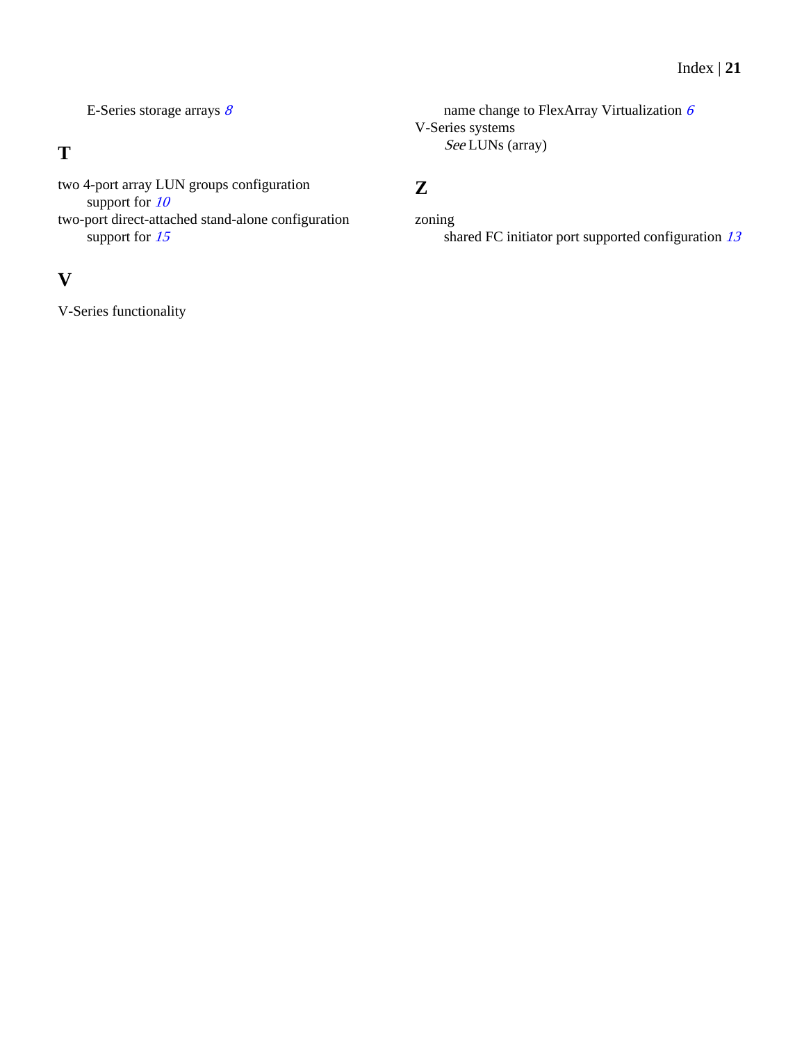E-Series storage arrays *8*

## T

two 4-port array LUN groups configuration
    support for *10*
two-port direct-attached stand-alone configuration
    support for *15*

## V

V-Series functionality
    name change to FlexArray Virtualization *6*
V-Series systems
    *See* LUNs (array)

## Z

zoning
    shared FC initiator port supported configuration *13*